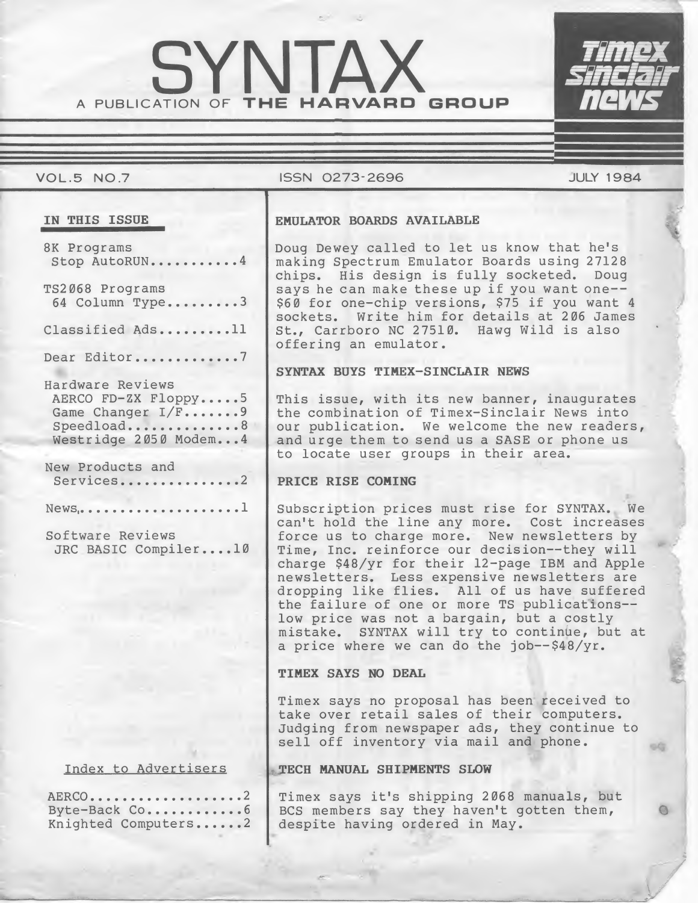# SYNTAX

A PUBLICATION OF **THE HARVARD GROUP**

**Timex Sinclair news**

VOL.5 NO.7 — ISSN 0273-2696 — JULY 1984

## IN THIS ISSUE

8K Programs
 Stop AutoRUN...........4

TS2068 Programs
 64 Column Type.........3

Classified Ads.........11

Dear Editor............7

Hardware Reviews
 AERCO FD-ZX Floppy.....5
 Game Changer I/F.......9
 Speedload..............8
 Westridge 2050 Modem...4

New Products and
 Services..............2

News...................1

Software Reviews
 JRC BASIC Compiler....10

### Index to Advertisers

AERCO..................2
Byte-Back Co...........6
Knighted Computers......2

### EMULATOR BOARDS AVAILABLE

Doug Dewey called to let us know that he's making Spectrum Emulator Boards using 27128 chips. His design is fully socketed. Doug says he can make these up if you want one--$60 for one-chip versions, $75 if you want 4 sockets. Write him for details at 206 James St., Carrboro NC 27510. Hawg Wild is also offering an emulator.

### SYNTAX BUYS TIMEX-SINCLAIR NEWS

This issue, with its new banner, inaugurates the combination of Timex-Sinclair News into our publication. We welcome the new readers, and urge them to send us a SASE or phone us to locate user groups in their area.

### PRICE RISE COMING

Subscription prices must rise for SYNTAX. We can't hold the line any more. Cost increases force us to charge more. New newsletters by Time, Inc. reinforce our decision--they will charge $48/yr for their 12-page IBM and Apple newsletters. Less expensive newsletters are dropping like flies. All of us have suffered the failure of one or more TS publications--low price was not a bargain, but a costly mistake. SYNTAX will try to continue, but at a price where we can do the job--$48/yr.

### TIMEX SAYS NO DEAL

Timex says no proposal has been received to take over retail sales of their computers. Judging from newspaper ads, they continue to sell off inventory via mail and phone.

### TECH MANUAL SHIPMENTS SLOW

Timex says it's shipping 2068 manuals, but BCS members say they haven't gotten them, despite having ordered in May.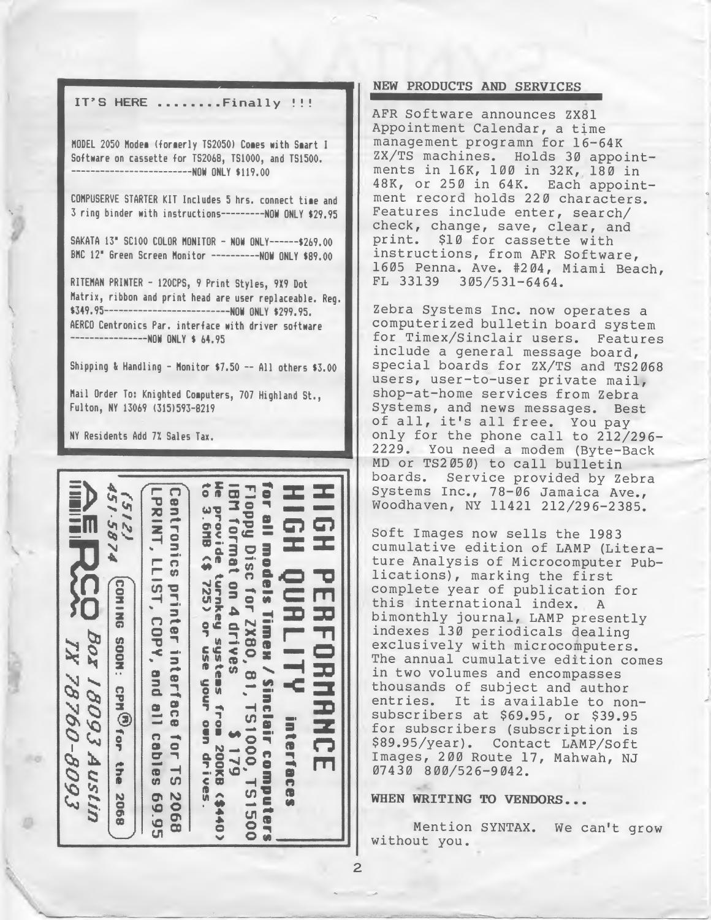IT'S HERE ........Finally !!!

MODEL 2050 Modem (formerly TS2050) Comes with Smart I Software on cassette for TS2068, TS1000, and TS1500.
------------------------NOW ONLY $119.00

COMPUSERVE STARTER KIT Includes 5 hrs. connect time and 3 ring binder with instructions---------NOW ONLY $29.95

SAKATA 13" SC100 COLOR MONITOR - NOW ONLY------$269.00
BMC 12" Green Screen Monitor ----------NOW ONLY $89.00

RITEMAN PRINTER - 120CPS, 9 Print Styles, 9X9 Dot Matrix, ribbon and print head are user replaceable. Reg. $349.95--------------------------NOW ONLY $299.95.
AERCO Centronics Par. interface with driver software
----------------NOW ONLY $ 64.95

Shipping & Handling - Monitor $7.50 -- All others $3.00

Mail Order To: Knighted Computers, 707 Highland St., Fulton, NY 13069 (315)593-8219

NY Residents Add 7% Sales Tax.

---

**HIGH PERFORMANCE**
**HIGH QUALITY** interfaces
**for all models Timex / Sinclair computers**

Floppy Disc for ZX80, 81, TS1000, TS1500
IBM format on 4 drives $ 179
We provide turnkey systems from 200KB ($440) to 3.6MB ($ 725) or use your own drives.

Centronics printer interface for TS 2068
LPRINT, LLIST, COPY, and all cables 69.95

COMING SOON: CPM® for the 2068

AERCO Box 18093 Austin TX 78760-8093
(512) 451-5874

---

## NEW PRODUCTS AND SERVICES

AFR Software announces ZX81 Appointment Calendar, a time management programn for 16-64K ZX/TS machines. Holds 30 appointments in 16K, 100 in 32K, 180 in 48K, or 250 in 64K. Each appointment record holds 220 characters. Features include enter, search/check, change, save, clear, and print. $10 for cassette with instructions, from AFR Software, 1605 Penna. Ave. #204, Miami Beach, FL 33139 305/531-6464.

Zebra Systems Inc. now operates a computerized bulletin board system for Timex/Sinclair users. Features include a general message board, special boards for ZX/TS and TS2068 users, user-to-user private mail, shop-at-home services from Zebra Systems, and news messages. Best of all, it's all free. You pay only for the phone call to 212/296-2229. You need a modem (Byte-Back MD or TS2050) to call bulletin boards. Service provided by Zebra Systems Inc., 78-06 Jamaica Ave., Woodhaven, NY 11421 212/296-2385.

Soft Images now sells the 1983 cumulative edition of LAMP (Literature Analysis of Microcomputer Publications), marking the first complete year of publication for this international index. A bimonthly journal, LAMP presently indexes 130 periodicals dealing exclusively with microcomputers. The annual cumulative edition comes in two volumes and encompasses thousands of subject and author entries. It is available to non-subscribers at $69.95, or $39.95 for subscribers (subscription is $89.95/year). Contact LAMP/Soft Images, 200 Route 17, Mahwah, NJ 07430 800/526-9042.

**WHEN WRITING TO VENDORS...**

Mention SYNTAX. We can't grow without you.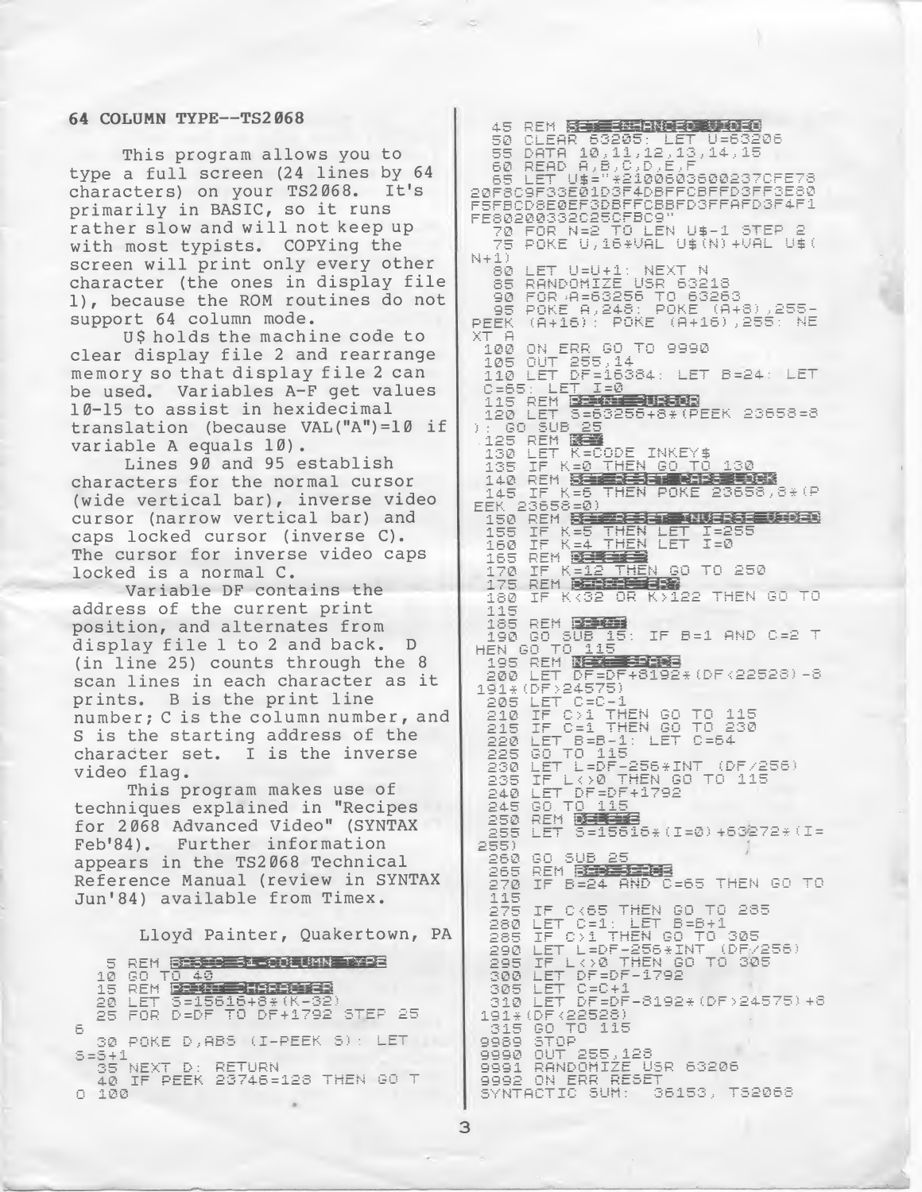## 64 COLUMN TYPE--TS2068

This program allows you to type a full screen (24 lines by 64 characters) on your TS2068. It's primarily in BASIC, so it runs rather slow and will not keep up with most typists. COPYing the screen will print only every other character (the ones in display file 1), because the ROM routines do not support 64 column mode.

U$ holds the machine code to clear display file 2 and rearrange memory so that display file 2 can be used. Variables A-F get values 10-15 to assist in hexidecimal translation (because VAL("A")=10 if variable A equals 10).

Lines 90 and 95 establish characters for the normal cursor (wide vertical bar), inverse video cursor (narrow vertical bar) and caps locked cursor (inverse C). The cursor for inverse video caps locked is a normal C.

Variable DF contains the address of the current print position, and alternates from display file 1 to 2 and back. D (in line 25) counts through the 8 scan lines in each character as it prints. B is the print line number; C is the column number, and S is the starting address of the character set. I is the inverse video flag.

This program makes use of techniques explained in "Recipes for 2068 Advanced Video" (SYNTAX Feb'84). Further information appears in the TS2068 Technical Reference Manual (review in SYNTAX Jun'84) available from Timex.

Lloyd Painter, Quakertown, PA

```
   5 REM BASIC 64-COLUMN TYPE
  10 GO TO 40
  15 REM PRINT CHARACTER
  20 LET S=15616+8*(K-32)
  25 FOR D=DF TO DF+1792 STEP 25
6
  30 POKE D,ABS (I-PEEK S): LET
S=S+1
  35 NEXT D: RETURN
  40 IF PEEK 23746=128 THEN GO T
O 100
  45 REM SET ENHANCED VIDEO
  50 CLEAR 63205: LET U=63206
  55 DATA 10,11,12,13,14,15
  60 READ A,B,C,D,E,F
  65 LET U$="*2100603600237OFE78
20F8C9F33E01D3F4DBFFCBFFD3FF3E80
F5FBCD8E0EF3DBFFCBBFD3FFAFD3F4F1
FE80200332C25CFBC9"
  70 FOR N=2 TO LEN U$-1 STEP 2
  75 POKE U,16*VAL U$(N)+VAL U$(
N+1)
  80 LET U=U+1: NEXT N
  85 RANDOMIZE USR 63218
  90 FOR A=63256 TO 63263
  95 POKE A,248: POKE (A+8),255-
PEEK (A+16): POKE (A+16),255: NE
XT A
 100 ON ERR GO TO 9990
 105 OUT 255,14
 110 LET DF=16384: LET B=24: LET
C=65: LET I=0
 115 REM PRINT CURSOR
 120 LET S=63255+8*(PEEK 23658=8
): GO SUB 25
 125 REM KEY
 130 LET K=CODE INKEY$
 135 IF K=0 THEN GO TO 130
 140 REM SET/RESET CAPS LOCK
 145 IF K=6 THEN POKE 23658,8*(P
EEK 23658=0)
 150 REM SET/RESET INVERSE VIDEO
 155 IF K=5 THEN LET I=255
 160 IF K=4 THEN LET I=0
 165 REM DELETE?
 170 IF K=12 THEN GO TO 250
 175 REM CHARACTER?
 180 IF K<32 OR K>122 THEN GO TO
115
 185 REM PRINT
 190 GO SUB 15: IF B=1 AND C=2 T
HEN GO TO 115
 195 REM NEXT SPACE
 200 LET DF=DF+8192*(DF<22528)-8
191*(DF>24575)
 205 LET C=C-1
 210 IF C>1 THEN GO TO 115
 215 IF C=1 THEN GO TO 230
 220 LET B=B-1: LET C=64
 225 GO TO 115
 230 LET L=DF-256*INT (DF/256)
 235 IF L<>0 THEN GO TO 115
 240 LET DF=DF+1792
 245 GO TO 115
 250 REM DELETE
 255 LET S=15616*(I=0)+63272*(I=
255)
 260 GO SUB 25
 265 REM BACKSPACE
 270 IF B=24 AND C=65 THEN GO TO
115
 275 IF C<65 THEN GO TO 285
 280 LET C=1: LET B=B+1
 285 IF C>1 THEN GO TO 305
 290 LET L=DF-256*INT (DF/256)
 295 IF L<>0 THEN GO TO 305
 300 LET DF=DF-1792
 305 LET C=C+1
 310 LET DF=DF-8192*(DF>24575)+8
191*(DF<22528)
 315 GO TO 115
9989 STOP
9990 OUT 255,128
9991 RANDOMIZE USR 63206
9992 ON ERR RESET
SYNTACTIC SUM:  36153, TS2068
```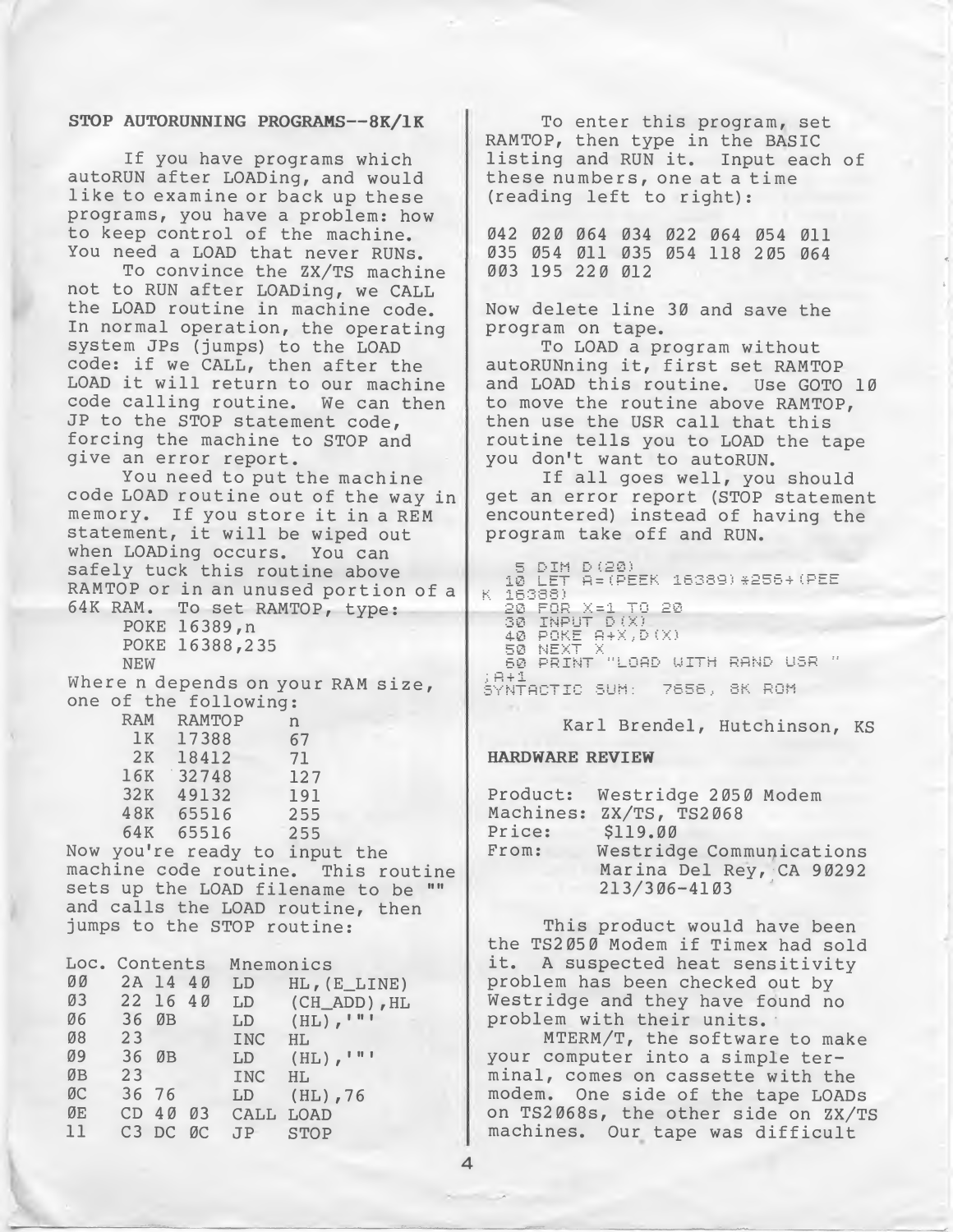### STOP AUTORUNNING PROGRAMS--8K/1K

If you have programs which autoRUN after LOADing, and would like to examine or back up these programs, you have a problem: how to keep control of the machine. You need a LOAD that never RUNs.

To convince the ZX/TS machine not to RUN after LOADing, we CALL the LOAD routine in machine code. In normal operation, the operating system JPs (jumps) to the LOAD code: if we CALL, then after the LOAD it will return to our machine code calling routine. We can then JP to the STOP statement code, forcing the machine to STOP and give an error report.

You need to put the machine code LOAD routine out of the way in memory. If you store it in a REM statement, it will be wiped out when LOADing occurs. You can safely tuck this routine above RAMTOP or in an unused portion of a 64K RAM. To set RAMTOP, type:

```
POKE 16389,n
POKE 16388,235
NEW
```

Where n depends on your RAM size, one of the following:

| RAM | RAMTOP | n |
|---|---|---|
| 1K | 17388 | 67 |
| 2K | 18412 | 71 |
| 16K | 32748 | 127 |
| 32K | 49132 | 191 |
| 48K | 65516 | 255 |
| 64K | 65516 | 255 |

Now you're ready to input the machine code routine. This routine sets up the LOAD filename to be "" and calls the LOAD routine, then jumps to the STOP routine:

| Loc. | Contents | Mnemonics | |
|---|---|---|---|
| 00 | 2A 14 40 | LD | HL,(E_LINE) |
| 03 | 22 16 40 | LD | (CH_ADD),HL |
| 06 | 36 0B | LD | (HL),'"' |
| 08 | 23 | INC | HL |
| 09 | 36 0B | LD | (HL),'"' |
| 0B | 23 | INC | HL |
| 0C | 36 76 | LD | (HL),76 |
| 0E | CD 40 03 | CALL | LOAD |
| 11 | C3 DC 0C | JP | STOP |

To enter this program, set RAMTOP, then type in the BASIC listing and RUN it. Input each of these numbers, one at a time (reading left to right):

```
042 020 064 034 022 064 054 011
035 054 011 035 054 118 205 064
003 195 220 012
```

Now delete line 30 and save the program on tape.

To LOAD a program without autoRUNning it, first set RAMTOP and LOAD this routine. Use GOTO 10 to move the routine above RAMTOP, then use the USR call that this routine tells you to LOAD the tape you don't want to autoRUN.

If all goes well, you should get an error report (STOP statement encountered) instead of having the program take off and RUN.

```
  5 DIM D(20)
 10 LET A=(PEEK 16389)*256+(PEE
K 16388)
 20 FOR X=1 TO 20
 30 INPUT D(X)
 40 POKE A+X,D(X)
 50 NEXT X
 60 PRINT "LOAD WITH RAND USR "
;A+1
SYNTACTIC SUM:  7656, 8K ROM
```

Karl Brendel, Hutchinson, KS

### HARDWARE REVIEW

Product: Westridge 2050 Modem
Machines: ZX/TS, TS2068
Price: $119.00
From: Westridge Communications
Marina Del Rey, CA 90292
213/306-4103

This product would have been the TS2050 Modem if Timex had sold it. A suspected heat sensitivity problem has been checked out by Westridge and they have found no problem with their units.

MTERM/T, the software to make your computer into a simple terminal, comes on cassette with the modem. One side of the tape LOADs on TS2068s, the other side on ZX/TS machines. Our tape was difficult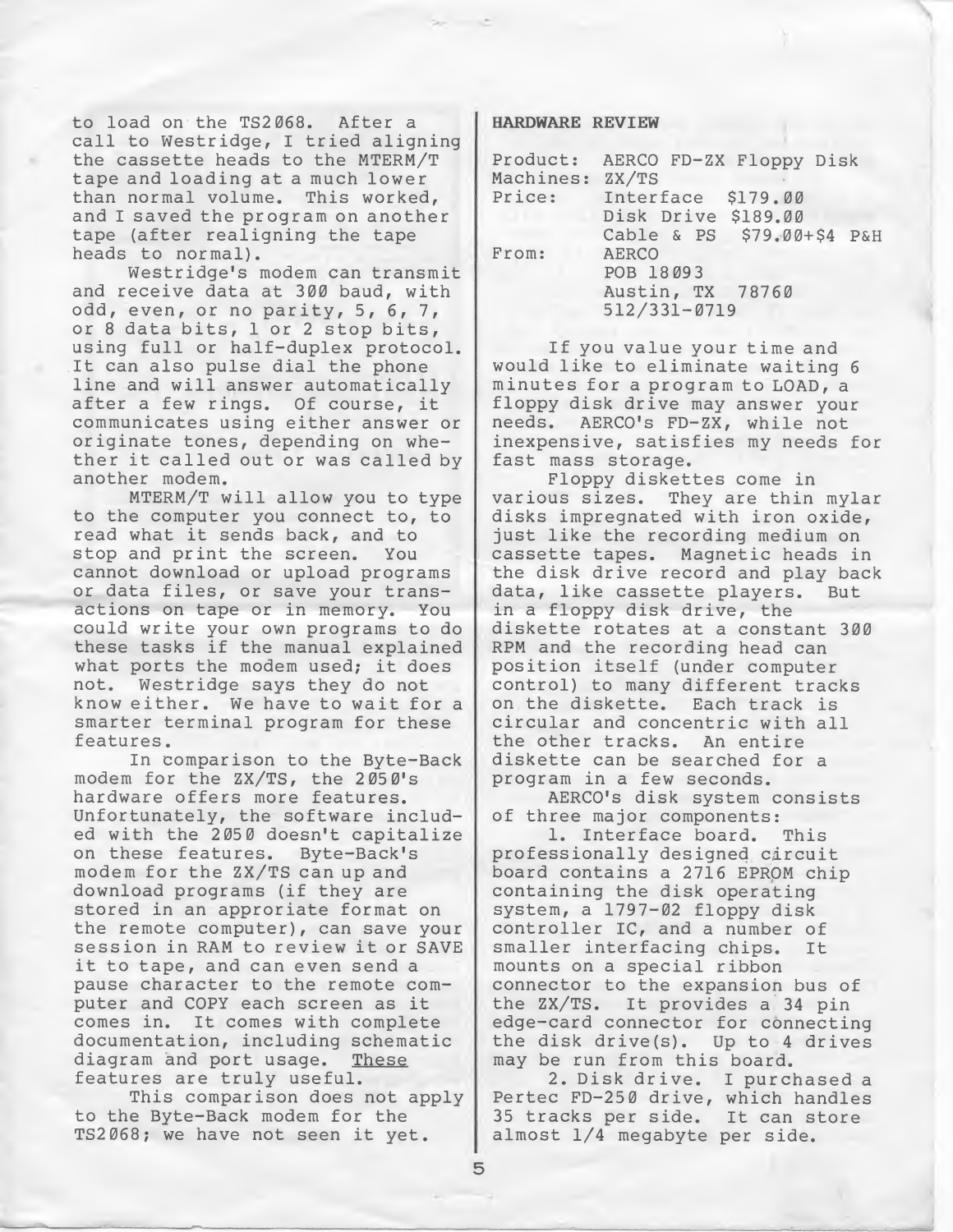to load on the TS2068. After a call to Westridge, I tried aligning the cassette heads to the MTERM/T tape and loading at a much lower than normal volume. This worked, and I saved the program on another tape (after realigning the tape heads to normal).

Westridge's modem can transmit and receive data at 300 baud, with odd, even, or no parity, 5, 6, 7, or 8 data bits, 1 or 2 stop bits, using full or half-duplex protocol. It can also pulse dial the phone line and will answer automatically after a few rings. Of course, it communicates using either answer or originate tones, depending on whether it called out or was called by another modem.

MTERM/T will allow you to type to the computer you connect to, to read what it sends back, and to stop and print the screen. You cannot download or upload programs or data files, or save your transactions on tape or in memory. You could write your own programs to do these tasks if the manual explained what ports the modem used; it does not. Westridge says they do not know either. We have to wait for a smarter terminal program for these features.

In comparison to the Byte-Back modem for the ZX/TS, the 2050's hardware offers more features. Unfortunately, the software included with the 2050 doesn't capitalize on these features. Byte-Back's modem for the ZX/TS can up and download programs (if they are stored in an approriate format on the remote computer), can save your session in RAM to review it or SAVE it to tape, and can even send a pause character to the remote computer and COPY each screen as it comes in. It comes with complete documentation, including schematic diagram and port usage. These features are truly useful.

This comparison does not apply to the Byte-Back modem for the TS2068; we have not seen it yet.

## HARDWARE REVIEW

Product: AERCO FD-ZX Floppy Disk
Machines: ZX/TS
Price: Interface $179.00
Disk Drive $189.00
Cable & PS $79.00+$4 P&H
From: AERCO
POB 18093
Austin, TX 78760
512/331-0719

If you value your time and would like to eliminate waiting 6 minutes for a program to LOAD, a floppy disk drive may answer your needs. AERCO's FD-ZX, while not inexpensive, satisfies my needs for fast mass storage.

Floppy diskettes come in various sizes. They are thin mylar disks impregnated with iron oxide, just like the recording medium on cassette tapes. Magnetic heads in the disk drive record and play back data, like cassette players. But in a floppy disk drive, the diskette rotates at a constant 300 RPM and the recording head can position itself (under computer control) to many different tracks on the diskette. Each track is circular and concentric with all the other tracks. An entire diskette can be searched for a program in a few seconds.

AERCO's disk system consists of three major components:

1. Interface board. This professionally designed circuit board contains a 2716 EPROM chip containing the disk operating system, a 1797-02 floppy disk controller IC, and a number of smaller interfacing chips. It mounts on a special ribbon connector to the expansion bus of the ZX/TS. It provides a 34 pin edge-card connector for connecting the disk drive(s). Up to 4 drives may be run from this board.

2. Disk drive. I purchased a Pertec FD-250 drive, which handles 35 tracks per side. It can store almost 1/4 megabyte per side.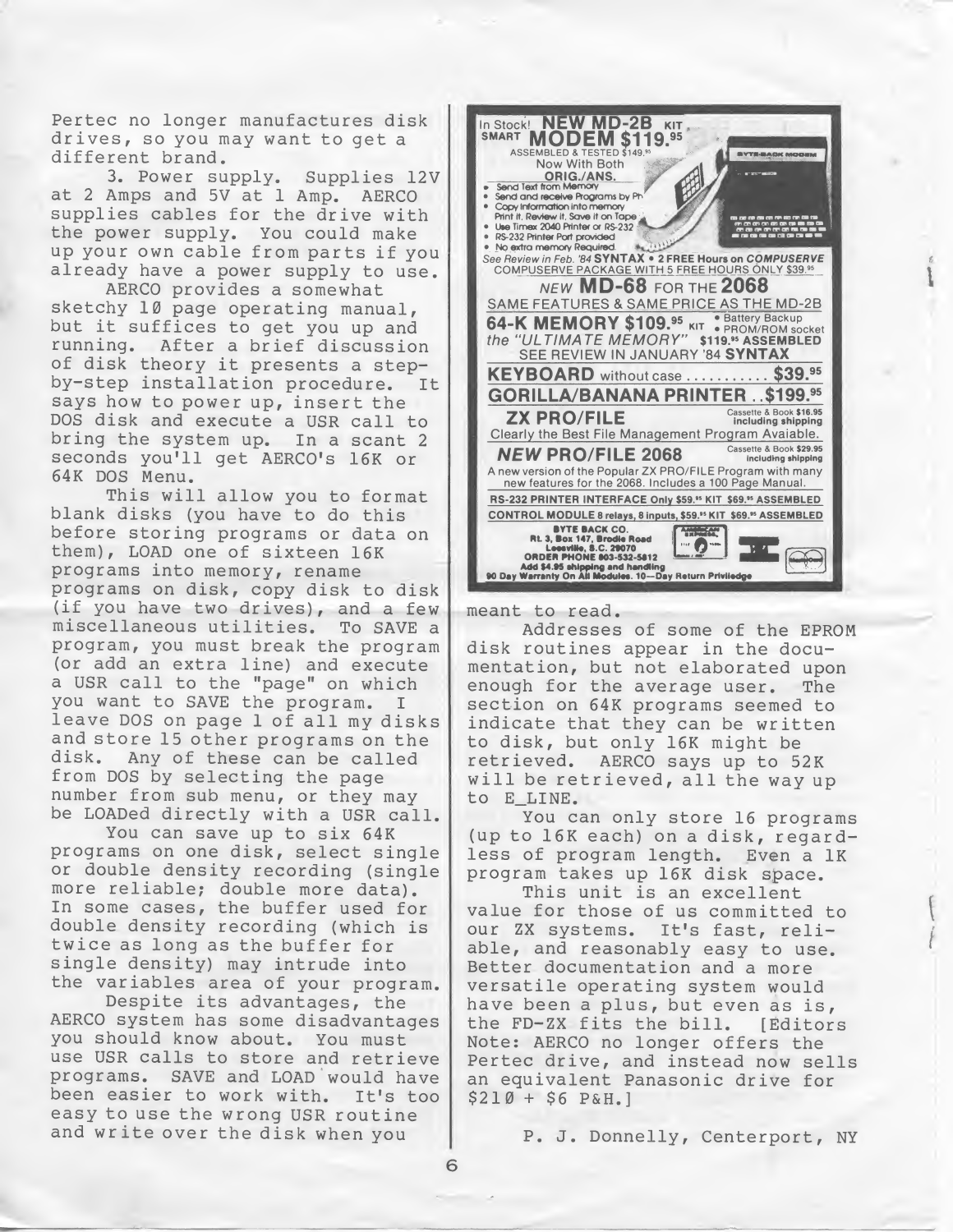Pertec no longer manufactures disk drives, so you may want to get a different brand.

3. Power supply. Supplies 12V at 2 Amps and 5V at 1 Amp. AERCO supplies cables for the drive with the power supply. You could make up your own cable from parts if you already have a power supply to use.

AERCO provides a somewhat sketchy 10 page operating manual, but it suffices to get you up and running. After a brief discussion of disk theory it presents a step-by-step installation procedure. It says how to power up, insert the DOS disk and execute a USR call to bring the system up. In a scant 2 seconds you'll get AERCO's 16K or 64K DOS Menu.

This will allow you to format blank disks (you have to do this before storing programs or data on them), LOAD one of sixteen 16K programs into memory, rename programs on disk, copy disk to disk (if you have two drives), and a few miscellaneous utilities. To SAVE a program, you must break the program (or add an extra line) and execute a USR call to the "page" on which you want to SAVE the program. I leave DOS on page 1 of all my disks and store 15 other programs on the disk. Any of these can be called from DOS by selecting the page number from sub menu, or they may be LOADed directly with a USR call.

You can save up to six 64K programs on one disk, select single or double density recording (single more reliable; double more data). In some cases, the buffer used for double density recording (which is twice as long as the buffer for single density) may intrude into the variables area of your program.

Despite its advantages, the AERCO system has some disadvantages you should know about. You must use USR calls to store and retrieve programs. SAVE and LOAD would have been easier to work with. It's too easy to use the wrong USR routine and write over the disk when you meant to read.

Addresses of some of the EPROM disk routines appear in the documentation, but not elaborated upon enough for the average user. The section on 64K programs seemed to indicate that they can be written to disk, but only 16K might be retrieved. AERCO says up to 52K will be retrieved, all the way up to E_LINE.

You can only store 16 programs (up to 16K each) on a disk, regardless of program length. Even a 1K program takes up 16K disk space.

This unit is an excellent value for those of us committed to our ZX systems. It's fast, reliable, and reasonably easy to use. Better documentation and a more versatile operating system would have been a plus, but even as is, the FD-ZX fits the bill. [Editors Note: AERCO no longer offers the Pertec drive, and instead now sells an equivalent Panasonic drive for $210 + $6 P&H.]

P. J. Donnelly, Centerport, NY

---

In Stock! **NEW MD-2B** KIT
SMART **MODEM $119.95**
ASSEMBLED & TESTED $149.95
Now With Both ORIG./ANS.

- Send Text from Memory
- Send and receive Programs by Ph
- Copy Information into memory Print it, Review it, Save it on Tape
- Use Timex 2040 Printer or RS-232
- RS-232 Printer Port provided
- No extra memory Required

*See Review in Feb. '84* **SYNTAX** • **2 FREE Hours on** ***COMPUSERVE***
COMPUSERVE PACKAGE WITH 5 FREE HOURS ONLY $39.95

***NEW*** **MD-68** FOR THE **2068**
SAME FEATURES & SAME PRICE AS THE MD-2B

**64-K MEMORY $109.95** KIT • Battery Backup • PROM/ROM socket
*the "ULTIMATE MEMORY"* $119.95 ASSEMBLED
SEE REVIEW IN JANUARY '84 **SYNTAX**

**KEYBOARD** without case .......... **$39.95**

**GORILLA/BANANA PRINTER ..$199.95**

**ZX PRO/FILE** Cassette & Book $16.95 including shipping
Clearly the Best File Management Program Avaiable.

***NEW*** **PRO/FILE 2068** Cassette & Book $29.95 including shipping
A new version of the Popular ZX PRO/FILE Program with many new features for the 2068. Includes a 100 Page Manual.

**RS-232 PRINTER INTERFACE Only $59.95 KIT $69.95 ASSEMBLED**

**CONTROL MODULE 8 relays, 8 inputs, $59.95 KIT $69.95 ASSEMBLED**

**BYTE BACK CO.**
**Rt. 3, Box 147, Brodie Road**
**Leesville, S.C. 29070**
**ORDER PHONE 803-532-5812**
**Add $4.95 shipping and handling**
**90 Day Warranty On All Modules. 10—Day Return Priviledge**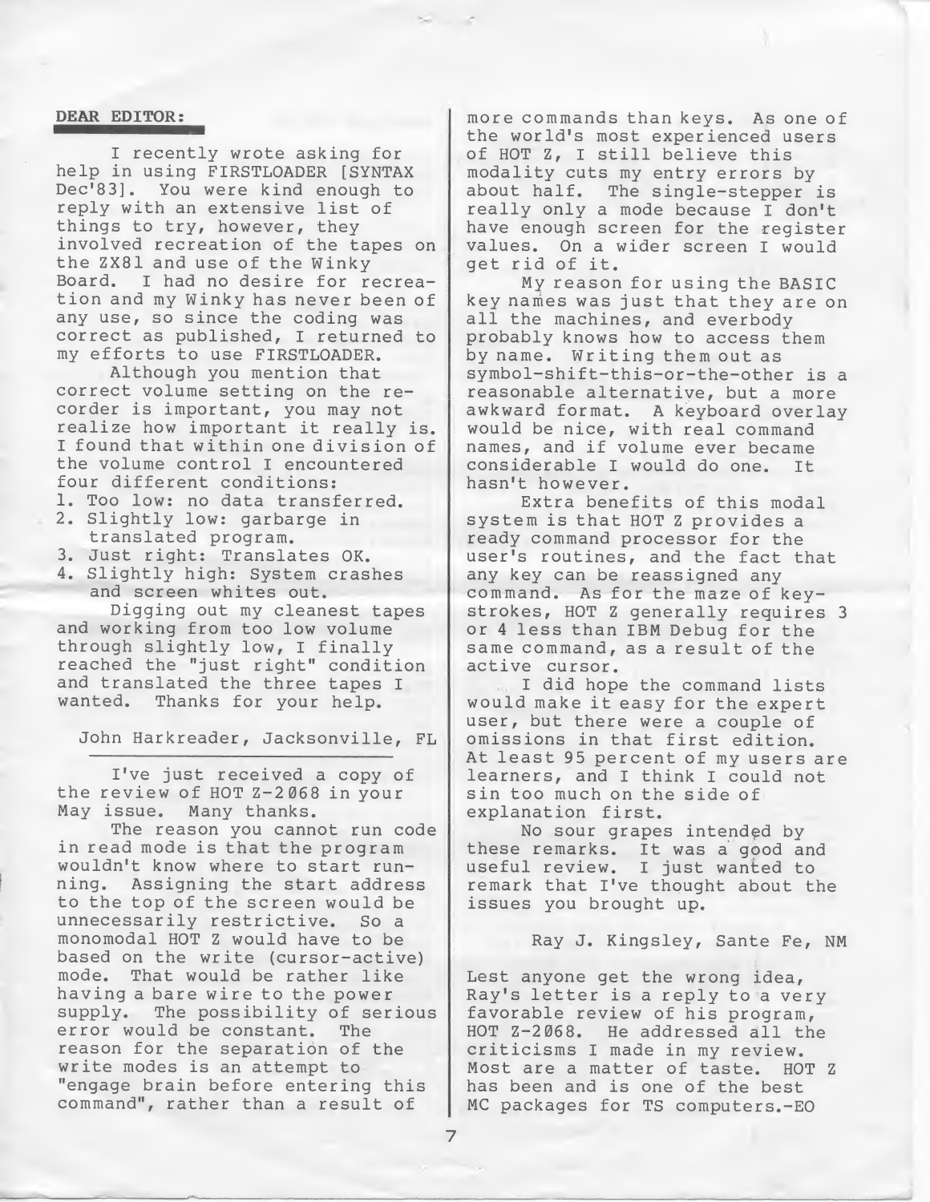## DEAR EDITOR:

I recently wrote asking for help in using FIRSTLOADER [SYNTAX Dec'83]. You were kind enough to reply with an extensive list of things to try, however, they involved recreation of the tapes on the ZX81 and use of the Winky Board. I had no desire for recreation and my Winky has never been of any use, so since the coding was correct as published, I returned to my efforts to use FIRSTLOADER.

Although you mention that correct volume setting on the recorder is important, you may not realize how important it really is. I found that within one division of the volume control I encountered four different conditions:

1. Too low: no data transferred.
2. Slightly low: garbarge in translated program.
3. Just right: Translates OK.
4. Slightly high: System crashes and screen whites out.

Digging out my cleanest tapes and working from too low volume through slightly low, I finally reached the "just right" condition and translated the three tapes I wanted. Thanks for your help.

John Harkreader, Jacksonville, FL

---

I've just received a copy of the review of HOT Z-2068 in your May issue. Many thanks.

The reason you cannot run code in read mode is that the program wouldn't know where to start running. Assigning the start address to the top of the screen would be unnecessarily restrictive. So a monomodal HOT Z would have to be based on the write (cursor-active) mode. That would be rather like having a bare wire to the power supply. The possibility of serious error would be constant. The reason for the separation of the write modes is an attempt to "engage brain before entering this command", rather than a result of more commands than keys. As one of the world's most experienced users of HOT Z, I still believe this modality cuts my entry errors by about half. The single-stepper is really only a mode because I don't have enough screen for the register values. On a wider screen I would get rid of it.

My reason for using the BASIC key names was just that they are on all the machines, and everbody probably knows how to access them by name. Writing them out as symbol-shift-this-or-the-other is a reasonable alternative, but a more awkward format. A keyboard overlay would be nice, with real command names, and if volume ever became considerable I would do one. It hasn't however.

Extra benefits of this modal system is that HOT Z provides a ready command processor for the user's routines, and the fact that any key can be reassigned any command. As for the maze of keystrokes, HOT Z generally requires 3 or 4 less than IBM Debug for the same command, as a result of the active cursor.

I did hope the command lists would make it easy for the expert user, but there were a couple of omissions in that first edition. At least 95 percent of my users are learners, and I think I could not sin too much on the side of explanation first.

No sour grapes intended by these remarks. It was a good and useful review. I just wanted to remark that I've thought about the issues you brought up.

Ray J. Kingsley, Sante Fe, NM

Lest anyone get the wrong idea, Ray's letter is a reply to a very favorable review of his program, HOT Z-2068. He addressed all the criticisms I made in my review. Most are a matter of taste. HOT Z has been and is one of the best MC packages for TS computers.-EO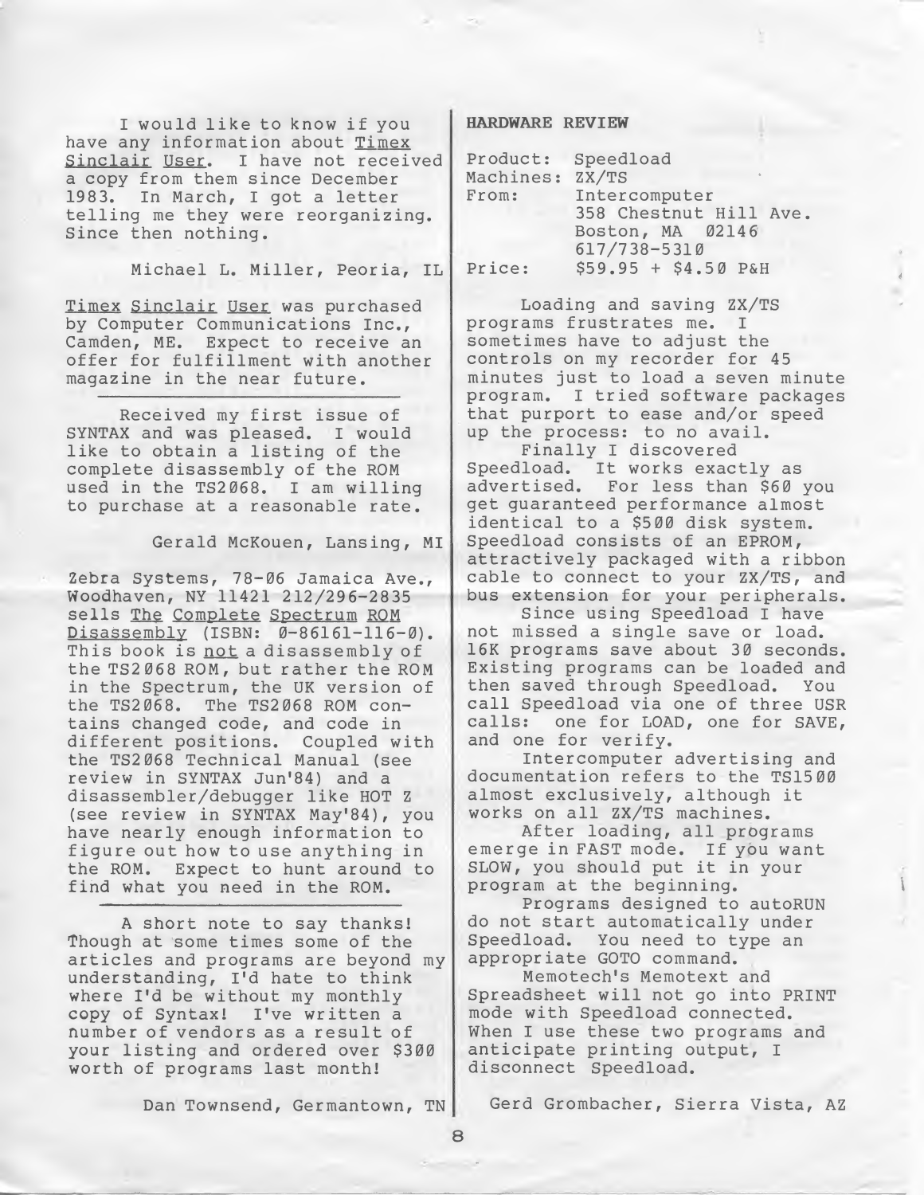I would like to know if you have any information about <u>Timex Sinclair User</u>. I have not received a copy from them since December 1983. In March, I got a letter telling me they were reorganizing. Since then nothing.

Michael L. Miller, Peoria, IL

<u>Timex Sinclair User</u> was purchased by Computer Communications Inc., Camden, ME. Expect to receive an offer for fulfillment with another magazine in the near future.

---

Received my first issue of SYNTAX and was pleased. I would like to obtain a listing of the complete disassembly of the ROM used in the TS2068. I am willing to purchase at a reasonable rate.

Gerald McKouen, Lansing, MI

Zebra Systems, 78-06 Jamaica Ave., Woodhaven, NY 11421 212/296-2835 sells <u>The Complete Spectrum ROM Disassembly</u> (ISBN: 0-86161-116-0). This book is <u>not</u> a disassembly of the TS2068 ROM, but rather the ROM in the Spectrum, the UK version of the TS2068. The TS2068 ROM contains changed code, and code in different positions. Coupled with the TS2068 Technical Manual (see review in SYNTAX Jun'84) and a disassembler/debugger like HOT Z (see review in SYNTAX May'84), you have nearly enough information to figure out how to use anything in the ROM. Expect to hunt around to find what you need in the ROM.

---

A short note to say thanks! Though at some times some of the articles and programs are beyond my understanding, I'd hate to think where I'd be without my monthly copy of Syntax! I've written a number of vendors as a result of your listing and ordered over $300 worth of programs last month!

Dan Townsend, Germantown, TN

## HARDWARE REVIEW

Product: Speedload
Machines: ZX/TS
From: Intercomputer
358 Chestnut Hill Ave.
Boston, MA 02146
617/738-5310
Price: $59.95 + $4.50 P&H

Loading and saving ZX/TS programs frustrates me. I sometimes have to adjust the controls on my recorder for 45 minutes just to load a seven minute program. I tried software packages that purport to ease and/or speed up the process: to no avail.

Finally I discovered Speedload. It works exactly as advertised. For less than $60 you get guaranteed performance almost identical to a $500 disk system. Speedload consists of an EPROM, attractively packaged with a ribbon cable to connect to your ZX/TS, and bus extension for your peripherals.

Since using Speedload I have not missed a single save or load. 16K programs save about 30 seconds. Existing programs can be loaded and then saved through Speedload. You call Speedload via one of three USR calls: one for LOAD, one for SAVE, and one for verify.

Intercomputer advertising and documentation refers to the TS1500 almost exclusively, although it works on all ZX/TS machines.

After loading, all programs emerge in FAST mode. If you want SLOW, you should put it in your program at the beginning.

Programs designed to autoRUN do not start automatically under Speedload. You need to type an appropriate GOTO command.

Memotech's Memotext and Spreadsheet will not go into PRINT mode with Speedload connected. When I use these two programs and anticipate printing output, I disconnect Speedload.

Gerd Grombacher, Sierra Vista, AZ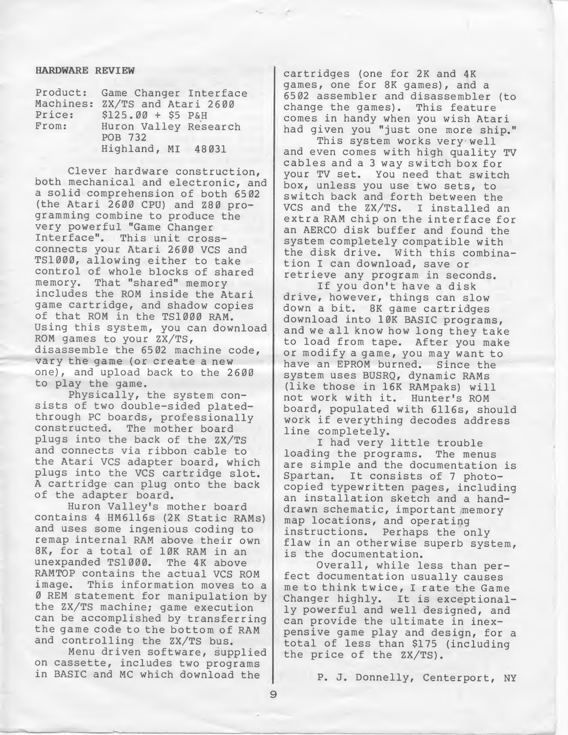## HARDWARE REVIEW

Product: Game Changer Interface
Machines: ZX/TS and Atari 2600
Price: $125.00 + $5 P&H
From: Huron Valley Research
POB 732
Highland, MI 48031

Clever hardware construction, both mechanical and electronic, and a solid comprehension of both 6502 (the Atari 2600 CPU) and Z80 programming combine to produce the very powerful "Game Changer Interface". This unit cross-connects your Atari 2600 VCS and TS1000, allowing either to take control of whole blocks of shared memory. That "shared" memory includes the ROM inside the Atari game cartridge, and shadow copies of that ROM in the TS1000 RAM. Using this system, you can download ROM games to your ZX/TS, disassemble the 6502 machine code, vary the game (or create a new one), and upload back to the 2600 to play the game.

Physically, the system consists of two double-sided plated-through PC boards, professionally constructed. The mother board plugs into the back of the ZX/TS and connects via ribbon cable to the Atari VCS adapter board, which plugs into the VCS cartridge slot. A cartridge can plug onto the back of the adapter board.

Huron Valley's mother board contains 4 HM6116s (2K Static RAMs) and uses some ingenious coding to remap internal RAM above their own 8K, for a total of 10K RAM in an unexpanded TS1000. The 4K above RAMTOP contains the actual VCS ROM image. This information moves to a 0 REM statement for manipulation by the ZX/TS machine; game execution can be accomplished by transferring the game code to the bottom of RAM and controlling the ZX/TS bus.

Menu driven software, supplied on cassette, includes two programs in BASIC and MC which download the cartridges (one for 2K and 4K games, one for 8K games), and a 6502 assembler and disassembler (to change the games). This feature comes in handy when you wish Atari had given you "just one more ship."

This system works very well and even comes with high quality TV cables and a 3 way switch box for your TV set. You need that switch box, unless you use two sets, to switch back and forth between the VCS and the ZX/TS. I installed an extra RAM chip on the interface for an AERCO disk buffer and found the system completely compatible with the disk drive. With this combination I can download, save or retrieve any program in seconds.

If you don't have a disk drive, however, things can slow down a bit. 8K game cartridges download into 10K BASIC programs, and we all know how long they take to load from tape. After you make or modify a game, you may want to have an EPROM burned. Since the system uses BUSRQ, dynamic RAMs (like those in 16K RAMpaks) will not work with it. Hunter's ROM board, populated with 6116s, should work if everything decodes address line completely.

I had very little trouble loading the programs. The menus are simple and the documentation is Spartan. It consists of 7 photocopied typewritten pages, including an installation sketch and a hand-drawn schematic, important memory map locations, and operating instructions. Perhaps the only flaw in an otherwise superb system, is the documentation.

Overall, while less than perfect documentation usually causes me to think twice, I rate the Game Changer highly. It is exceptionally powerful and well designed, and can provide the ultimate in inexpensive game play and design, for a total of less than $175 (including the price of the ZX/TS).

P. J. Donnelly, Centerport, NY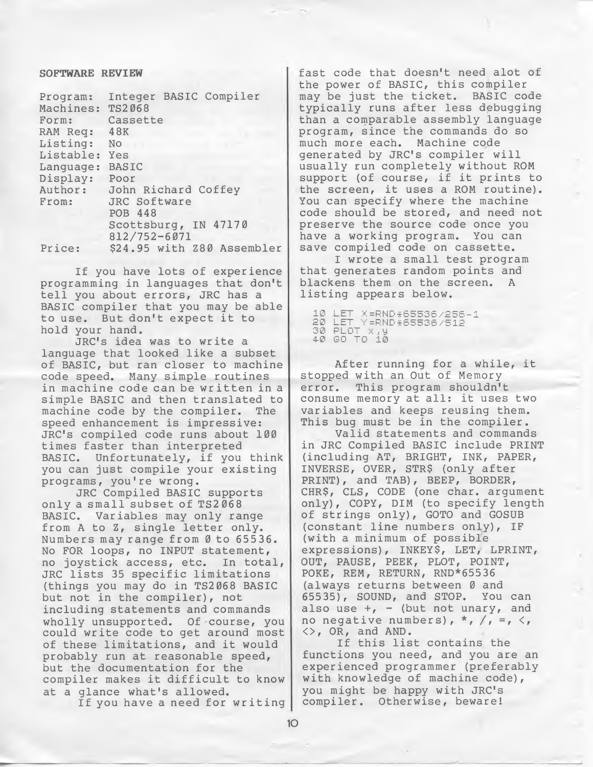## SOFTWARE REVIEW

| | |
|---|---|
| Program: | Integer BASIC Compiler |
| Machines: | TS2068 |
| Form: | Cassette |
| RAM Req: | 48K |
| Listing: | No |
| Listable: | Yes |
| Language: | BASIC |
| Display: | Poor |
| Author: | John Richard Coffey |
| From: | JRC Software<br>POB 448<br>Scottsburg, IN 47170<br>812/752-6071 |
| Price: | $24.95 with Z80 Assembler |

If you have lots of experience programming in languages that don't tell you about errors, JRC has a BASIC compiler that you may be able to use. But don't expect it to hold your hand.

JRC's idea was to write a language that looked like a subset of BASIC, but ran closer to machine code speed. Many simple routines in machine code can be written in a simple BASIC and then translated to machine code by the compiler. The speed enhancement is impressive: JRC's compiled code runs about 100 times faster than interpreted BASIC. Unfortunately, if you think you can just compile your existing programs, you're wrong.

JRC Compiled BASIC supports only a small subset of TS2068 BASIC. Variables may only range from A to Z, single letter only. Numbers may range from 0 to 65536. No FOR loops, no INPUT statement, no joystick access, etc. In total, JRC lists 35 specific limitations (things you may do in TS2068 BASIC but not in the compiler), not including statements and commands wholly unsupported. Of course, you could write code to get around most of these limitations, and it would probably run at reasonable speed, but the documentation for the compiler makes it difficult to know at a glance what's allowed.

If you have a need for writing fast code that doesn't need alot of the power of BASIC, this compiler may be just the ticket. BASIC code typically runs after less debugging than a comparable assembly language program, since the commands do so much more each. Machine code generated by JRC's compiler will usually run completely without ROM support (of course, if it prints to the screen, it uses a ROM routine). You can specify where the machine code should be stored, and need not preserve the source code once you have a working program. You can save compiled code on cassette.

I wrote a small test program that generates random points and blackens them on the screen. A listing appears below.

```
10 LET X=RND*65536/256-1
20 LET Y=RND*65536/512
30 PLOT x,y
40 GO TO 10
```

After running for a while, it stopped with an Out of Memory error. This program shouldn't consume memory at all: it uses two variables and keeps reusing them. This bug must be in the compiler.

Valid statements and commands in JRC Compiled BASIC include PRINT (including AT, BRIGHT, INK, PAPER, INVERSE, OVER, STR$ (only after PRINT), and TAB), BEEP, BORDER, CHR$, CLS, CODE (one char. argument only), COPY, DIM (to specify length of strings only), GOTO and GOSUB (constant line numbers only), IF (with a minimum of possible expressions), INKEY$, LET, LPRINT, OUT, PAUSE, PEEK, PLOT, POINT, POKE, REM, RETURN, RND*65536 (always returns between 0 and 65535), SOUND, and STOP. You can also use +, - (but not unary, and no negative numbers), *, /, =, <, <>, OR, and AND.

If this list contains the functions you need, and you are an experienced programmer (preferably with knowledge of machine code), you might be happy with JRC's compiler. Otherwise, beware!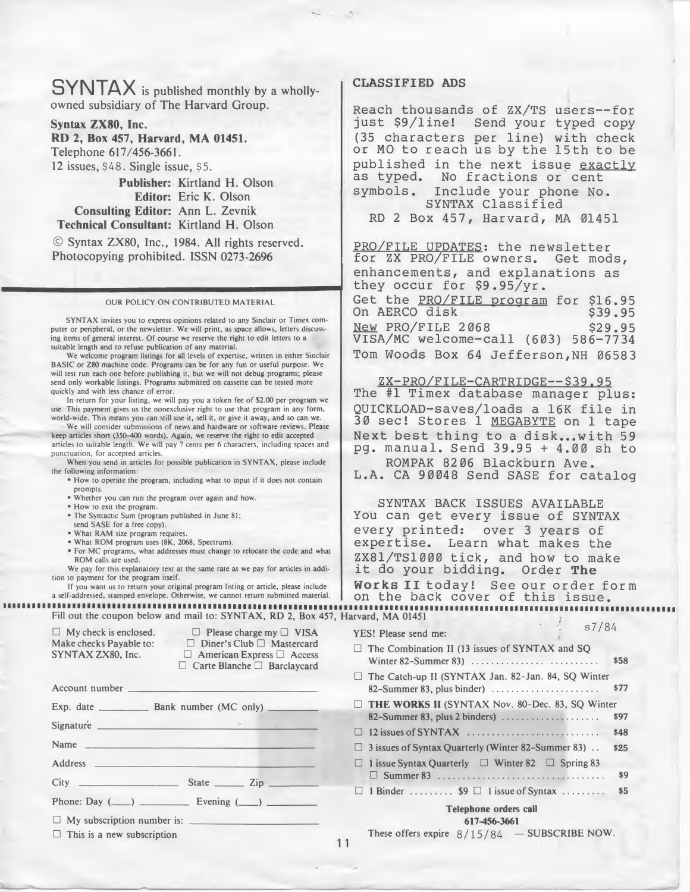**SYNTAX** is published monthly by a wholly-owned subsidiary of The Harvard Group.

**Syntax ZX80, Inc.**
**RD 2, Box 457, Harvard, MA 01451.**
Telephone 617/456-3661.
12 issues, $48. Single issue, $5.

**Publisher:** Kirtland H. Olson
**Editor:** Eric K. Olson
**Consulting Editor:** Ann L. Zevnik
**Technical Consultant:** Kirtland H. Olson

© Syntax ZX80, Inc., 1984. All rights reserved. Photocopying prohibited. ISSN 0273-2696

## OUR POLICY ON CONTRIBUTED MATERIAL

SYNTAX invites you to express opinions related to any Sinclair or Timex computer or peripheral, or the newsletter. We will print, as space allows, letters discussing items of general interest. Of course we reserve the right to edit letters to a suitable length and to refuse publication of any material.

We welcome program listings for all levels of expertise, written in either Sinclair BASIC or Z80 machine code. Programs can be for any fun or useful purpose. We will test run each one before publishing it, but we will not debug programs; please send only workable listings. Programs submitted on cassette can be tested more quickly and with less chance of error.

In return for your listing, we will pay you a token fee of $2.00 per program we use. This payment gives us the nonexclusive right to use that program in any form, world-wide. This means you can still use it, sell it, or give it away, and so can we.

We will consider submissions of news and hardware or software reviews. Please keep articles short (350-400 words). Again, we reserve the right to edit accepted articles to suitable length. We will pay 7 cents per 6 characters, including spaces and punctuation, for accepted articles.

When you send in articles for possible publication in SYNTAX, please include the following information:

- How to operate the program, including what to input if it does not contain prompts.
- Whether you can run the program over again and how.
- How to exit the program.
- The Syntactic Sum (program published in June 81; send SASE for a free copy).
- What RAM size program requires.
- What ROM program uses (8K, 2068, Spectrum).
- For MC programs, what addresses must change to relocate the code and what ROM calls are used.

We pay for this explanatory text at the same rate as we pay for articles in addition to payment for the program itself.

If you want us to return your original program listing or article, please include a self-addressed, stamped envelope. Otherwise, we cannot return submitted material.

## CLASSIFIED ADS

Reach thousands of ZX/TS users--for just $9/line! Send your typed copy (35 characters per line) with check or MO to reach us by the 15th to be published in the next issue exactly as typed. No fractions or cent symbols. Include your phone No.
SYNTAX Classified
RD 2 Box 457, Harvard, MA 01451

PRO/FILE UPDATES: the newsletter for ZX PRO/FILE owners. Get mods, enhancements, and explanations as they occur for $9.95/yr.
Get the PRO/FILE program for $16.95
On AERCO disk $39.95
New PRO/FILE 2068 $29.95
VISA/MC welcome-call (603) 586-7734
Tom Woods Box 64 Jefferson,NH 06583

ZX-PRO/FILE-CARTRIDGE--$39.95
The #1 Timex database manager plus: QUICKLOAD-saves/loads a 16K file in 30 sec! Stores 1 MEGABYTE on 1 tape
Next best thing to a disk...with 59 pg. manual. Send 39.95 + 4.00 sh to
ROMPAK 8206 Blackburn Ave.
L.A. CA 90048 Send SASE for catalog

SYNTAX BACK ISSUES AVAILABLE
You can get every issue of SYNTAX every printed: over 3 years of expertise. Learn what makes the ZX81/TS1000 tick, and how to make it do your bidding. Order **The Works II** today! See our order form on the back cover of this issue.

---

Fill out the coupon below and mail to: SYNTAX, RD 2, Box 457, Harvard, MA 01451

☐ My check is enclosed. Make checks Payable to: SYNTAX ZX80, Inc.

☐ Please charge my ☐ VISA ☐ Diner's Club ☐ Mastercard ☐ American Express ☐ Access ☐ Carte Blanche ☐ Barclaycard

Account number ______

Exp. date ______ Bank number (MC only) ______

Signature ______

Name ______

Address ______

City ______ State ______ Zip ______

Phone: Day (___) ______ Evening (___) ______

☐ My subscription number is: ______

☐ This is a new subscription

s7/84

YES! Please send me:

| | |
|---|---|
| ☐ The Combination II (13 issues of SYNTAX and SQ Winter 82-Summer 83) | $58 |
| ☐ The Catch-up II (SYNTAX Jan. 82-Jan. 84, SQ Winter 82-Summer 83, plus binder) | $77 |
| ☐ **THE WORKS II** (SYNTAX Nov. 80-Dec. 83, SQ Winter 82-Summer 83, plus 2 binders) | $97 |
| ☐ 12 issues of SYNTAX | $48 |
| ☐ 3 issues of Syntax Quarterly (Winter 82-Summer 83) | $25 |
| ☐ 1 issue Syntax Quarterly ☐ Winter 82 ☐ Spring 83 ☐ Summer 83 | $9 |
| ☐ 1 Binder ......... $9 ☐ 1 issue of Syntax | $5 |

**Telephone orders call**
**617-456-3661**

These offers expire 8/15/84 — SUBSCRIBE NOW.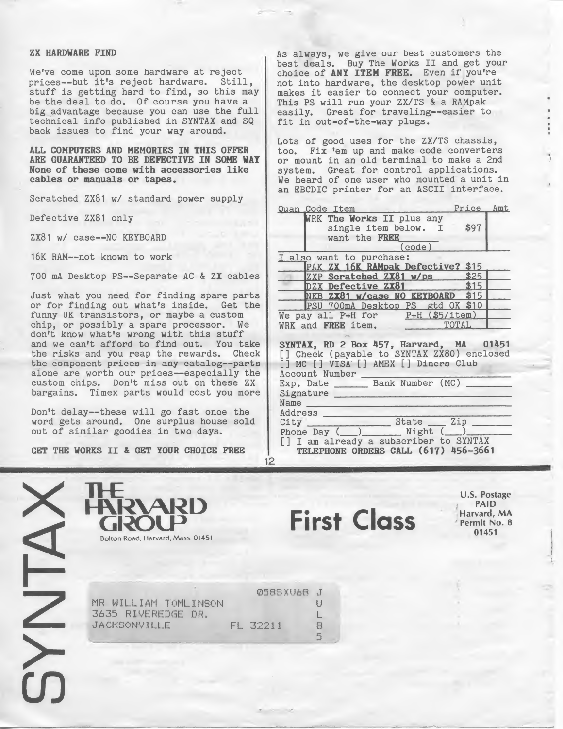## ZX HARDWARE FIND

We've come upon some hardware at reject prices--but it's reject hardware. Still, stuff is getting hard to find, so this may be the deal to do. Of course you have a big advantage because you can use the full technical info published in SYNTAX and SQ back issues to find your way around.

**ALL COMPUTERS AND MEMORIES IN THIS OFFER ARE GUARANTEED TO BE DEFECTIVE IN SOME WAY None of these come with accessories like cables or manuals or tapes.**

Scratched ZX81 w/ standard power supply

Defective ZX81 only

ZX81 w/ case--NO KEYBOARD

16K RAM--not known to work

700 mA Desktop PS--Separate AC & ZX cables

Just what you need for finding spare parts or for finding out what's inside. Get the funny UK transistors, or maybe a custom chip, or possibly a spare processor. We don't know what's wrong with this stuff and we can't afford to find out. You take the risks and you reap the rewards. Check the component prices in any catalog--parts alone are worth our prices--especially the custom chips. Don't miss out on these ZX bargains. Timex parts would cost you more

Don't delay--these will go fast once the word gets around. One surplus house sold out of similar goodies in two days.

**GET THE WORKS II & GET YOUR CHOICE FREE**

As always, we give our best customers the best deals. Buy The Works II and get your choice of **ANY ITEM FREE.** Even if you're not into hardware, the desktop power unit makes it easier to connect your computer. This PS will run your ZX/TS & a RAMpak easily. Great for traveling--easier to fit in out-of-the-way plugs.

Lots of good uses for the ZX/TS chassis, too. Fix 'em up and make code converters or mount in an old terminal to make a 2nd system. Great for control applications. We heard of one user who mounted a unit in an EBCDIC printer for an ASCII interface.

| Quan | Code | Item | Price | Amt |
|---|---|---|---|---|
| | WRK | **The Works II** plus any single item below. I want the **FREE** _______ (code) | $97 | |
| I also want to purchase: | | | | |
| | PAK | **ZX 16K RAMpak Defective?** | $15 | |
| | ZXP | **Scratched ZX81 w/ps** | $25 | |
| | DZX | **Defective ZX81** | $15 | |
| | NKB | **ZX81 w/case NO KEYBOARD** | $15 | |
| | PSU | 700mA Desktop PS gtd OK | $10 | |
| We pay all P+H for WRK and **FREE** item. | | P+H ($5/item) | | |
| | | TOTAL | | |

**SYNTAX, RD 2 Box 457, Harvard, MA 01451**
[] Check (payable to SYNTAX ZX80) enclosed
[] MC [] VISA [] AMEX [] Diners Club
Account Number ____________
Exp. Date ______ Bank Number (MC) ________
Signature ____________
Name ____________
Address ____________
City ______________ State ___ Zip _______
Phone Day (___)_______ Night (___)________
[] I am already a subscriber to SYNTAX
**TELEPHONE ORDERS CALL (617) 456-3661**

SYNTAX

THE HARVARD GROUP
Bolton Road, Harvard, Mass. 01451

**First Class**

U.S. Postage
PAID
Harvard, MA
Permit No. 8
01451

058SXU68 JUL85
MR WILLIAM TOMLINSON
3635 RIVEREDGE DR.
JACKSONVILLE FL 32211